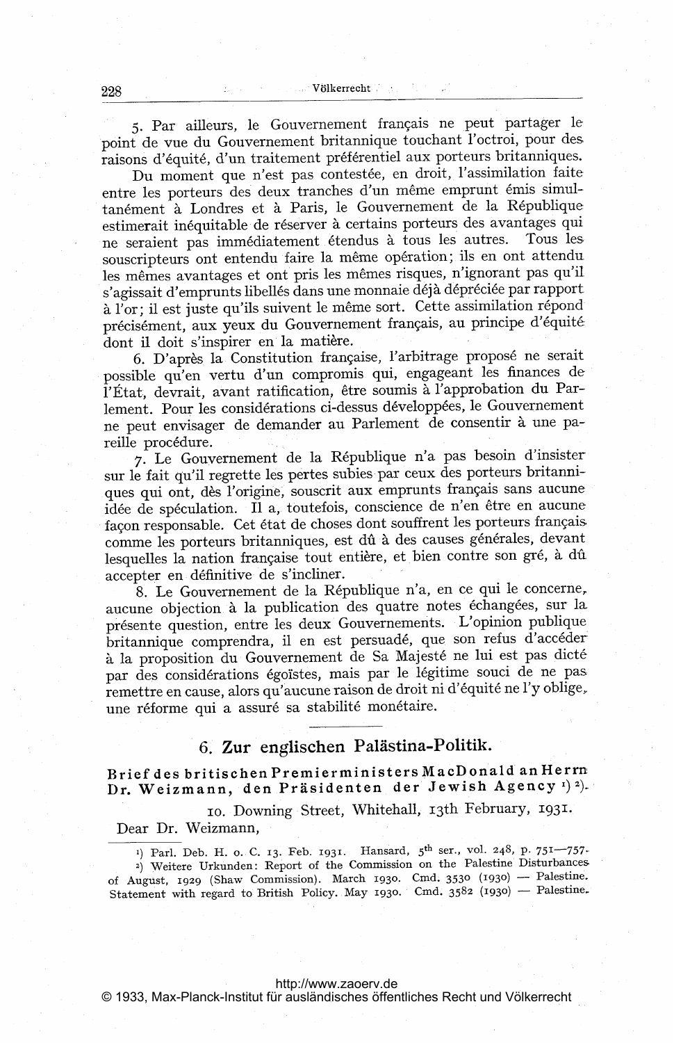5. Par ailleurs, le Gouvernement français ne peut partager le point de vue du Gouvernement britannique touchant l'octroi, pour des raisons d'équité, d'un traitement préférentiel aux porteurs britanniques.

Du moment que n'est pas contestée, en droit, l'assimilation faite entre les porteurs des deux tranches d'un même emprunt émis simultanément à Londres et à Paris, le Gouvernement de la République estimerait inéquitable de réserver à certains porteurs des avantages qui ne seraient pas immédiatement étendus à tous les autres. Tous les souscripteurs ont entendu faire la même opération; ils en ont attendu les mêmes avantages et ont pris les mêmes risques, n'ignorant pas qu'il s'agissait d'emprunts libellés dans une monnaie déjà dépréciée par rapport à l'or; il est juste qu'ils suivent le même sort. Cette assimilation répond précisément, aux yeux du Gouvernement français, au principe d'équité dont il doit s'inspirer en la matière.

6. D'après la Constitution française, l'arbitrage proposé ne serait possible qu'en vertu d'un compromis qui, engageant les finances de l'État, devrait, avant ratification, être soumis à l'approbation du Parlement. Pour les considérations ci-dessus développées, le Gouvernement ne peut envisager de demander au Parlement de consentir à une pareille procédure.

7. Le Gouvernement de la République n'a pas besoin d'insister sur le fait qu'il regrette les pertes subies par ceux des porteurs britanniques qui ont, dès l'origine, souscrit aux emprunts français sans aucune idée de spéculation. Il a, toutefois, conscience de n'en être en aucune façon responsable. Cet état de choses dont souffrent les porteurs français comme les porteurs britanniques, est dû à des causes générales, devant lesquelles la nation française tout entière, et bien contre son gré, à dû accepter en définitive de s'incliner.

8. Le Gouvernement de la République n'a, en ce qui le concerne, aucune objection à la publication des quatre notes échangées, sur la présente question, entre les deux Gouvernements. L'opinion publique britannique comprendra, il en est persuadé, que son refus d'accéder à la proposition du Gouvernement de Sa Majesté ne lui est pas dicté par des considérations égoïstes, mais par le légitime souci de ne pas remettre en cause, alors qu'aucune raison de droit ni d'équité ne l'y oblige, une réforme qui a assuré sa stabilité monétaire.

---

## 6. Zur englischen Palästina-Politik.

**Brief des britischen Premierministers MacDonald an Herrn Dr. Weizmann, den Präsidenten der Jewish Agency [1] [2].**

10. Downing Street, Whitehall, 13th February, 1931.

Dear Dr. Weizmann,

---

[1]) Parl. Deb. H. o. C. 13. Feb. 1931. Hansard, 5th ser., vol. 248, p. 751—757.

[2]) Weitere Urkunden: Report of the Commission on the Palestine Disturbances of August, 1929 (Shaw Commission). March 1930. Cmd. 3530 (1930) — Palestine. Statement with regard to British Policy. May 1930. Cmd. 3582 (1930) — Palestine.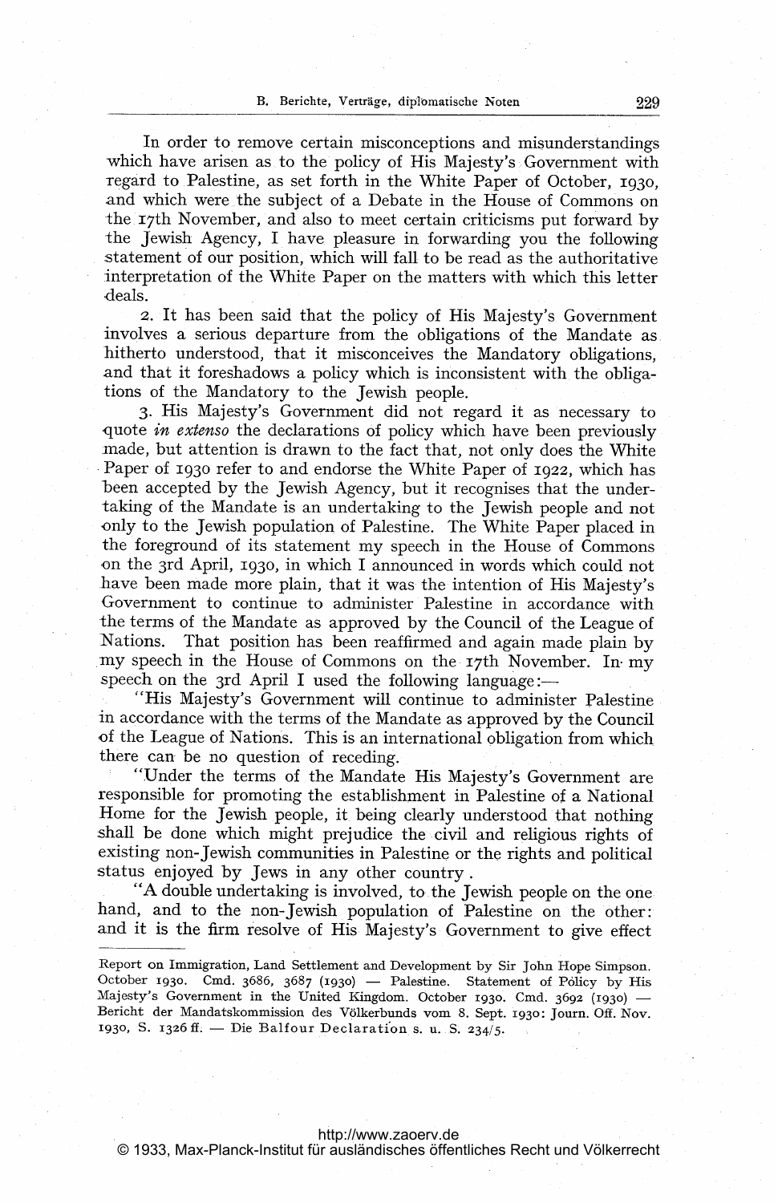In order to remove certain misconceptions and misunderstandings which have arisen as to the policy of His Majesty's Government with regard to Palestine, as set forth in the White Paper of October, 1930, and which were the subject of a Debate in the House of Commons on the 17th November, and also to meet certain criticisms put forward by the Jewish Agency, I have pleasure in forwarding you the following statement of our position, which will fall to be read as the authoritative interpretation of the White Paper on the matters with which this letter deals.

2. It has been said that the policy of His Majesty's Government involves a serious departure from the obligations of the Mandate as hitherto understood, that it misconceives the Mandatory obligations, and that it foreshadows a policy which is inconsistent with the obligations of the Mandatory to the Jewish people.

3. His Majesty's Government did not regard it as necessary to quote *in extenso* the declarations of policy which have been previously made, but attention is drawn to the fact that, not only does the White Paper of 1930 refer to and endorse the White Paper of 1922, which has been accepted by the Jewish Agency, but it recognises that the undertaking of the Mandate is an undertaking to the Jewish people and not only to the Jewish population of Palestine. The White Paper placed in the foreground of its statement my speech in the House of Commons on the 3rd April, 1930, in which I announced in words which could not have been made more plain, that it was the intention of His Majesty's Government to continue to administer Palestine in accordance with the terms of the Mandate as approved by the Council of the League of Nations. That position has been reaffirmed and again made plain by my speech in the House of Commons on the 17th November. In my speech on the 3rd April I used the following language:—

"His Majesty's Government will continue to administer Palestine in accordance with the terms of the Mandate as approved by the Council of the League of Nations. This is an international obligation from which there can be no question of receding.

"Under the terms of the Mandate His Majesty's Government are responsible for promoting the establishment in Palestine of a National Home for the Jewish people, it being clearly understood that nothing shall be done which might prejudice the civil and religious rights of existing non-Jewish communities in Palestine or the rights and political status enjoyed by Jews in any other country.

"A double undertaking is involved, to the Jewish people on the one hand, and to the non-Jewish population of Palestine on the other: and it is the firm resolve of His Majesty's Government to give effect

---

Report on Immigration, Land Settlement and Development by Sir John Hope Simpson. October 1930. Cmd. 3686, 3687 (1930) — Palestine. Statement of Policy by His Majesty's Government in the United Kingdom. October 1930. Cmd. 3692 (1930) — Bericht der Mandatskommission des Völkerbunds vom 8. Sept. 1930: Journ. Off. Nov. 1930, S. 1326 ff. — Die Balfour Declaration s. u. S. 234/5.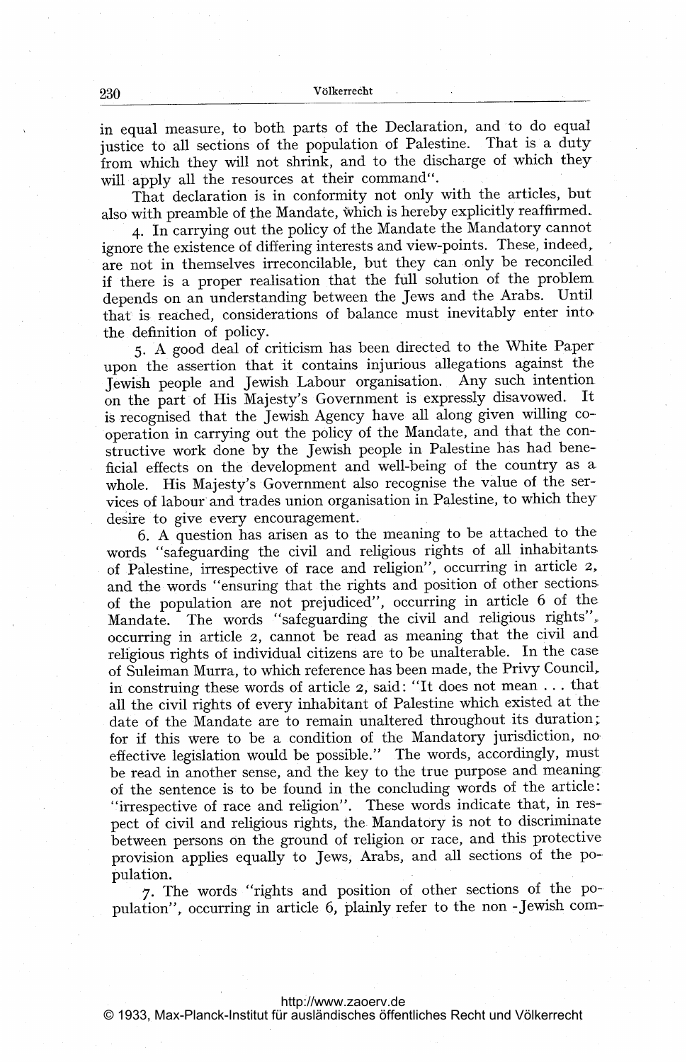in equal measure, to both parts of the Declaration, and to do equal justice to all sections of the population of Palestine. That is a duty from which they will not shrink, and to the discharge of which they will apply all the resources at their command".

That declaration is in conformity not only with the articles, but also with preamble of the Mandate, which is hereby explicitly reaffirmed.

4. In carrying out the policy of the Mandate the Mandatory cannot ignore the existence of differing interests and view-points. These, indeed, are not in themselves irreconcilable, but they can only be reconciled if there is a proper realisation that the full solution of the problem depends on an understanding between the Jews and the Arabs. Until that is reached, considerations of balance must inevitably enter into the definition of policy.

5. A good deal of criticism has been directed to the White Paper upon the assertion that it contains injurious allegations against the Jewish people and Jewish Labour organisation. Any such intention on the part of His Majesty's Government is expressly disavowed. It is recognised that the Jewish Agency have all along given willing co-operation in carrying out the policy of the Mandate, and that the constructive work done by the Jewish people in Palestine has had beneficial effects on the development and well-being of the country as a whole. His Majesty's Government also recognise the value of the services of labour and trades union organisation in Palestine, to which they desire to give every encouragement.

6. A question has arisen as to the meaning to be attached to the words "safeguarding the civil and religious rights of all inhabitants of Palestine, irrespective of race and religion", occurring in article 2, and the words "ensuring that the rights and position of other sections of the population are not prejudiced", occurring in article 6 of the Mandate. The words "safeguarding the civil and religious rights", occurring in article 2, cannot be read as meaning that the civil and religious rights of individual citizens are to be unalterable. In the case of Suleiman Murra, to which reference has been made, the Privy Council, in construing these words of article 2, said: "It does not mean ... that all the civil rights of every inhabitant of Palestine which existed at the date of the Mandate are to remain unaltered throughout its duration; for if this were to be a condition of the Mandatory jurisdiction, no effective legislation would be possible." The words, accordingly, must be read in another sense, and the key to the true purpose and meaning of the sentence is to be found in the concluding words of the article: "irrespective of race and religion". These words indicate that, in respect of civil and religious rights, the Mandatory is not to discriminate between persons on the ground of religion or race, and this protective provision applies equally to Jews, Arabs, and all sections of the population.

7. The words "rights and position of other sections of the population", occurring in article 6, plainly refer to the non-Jewish com-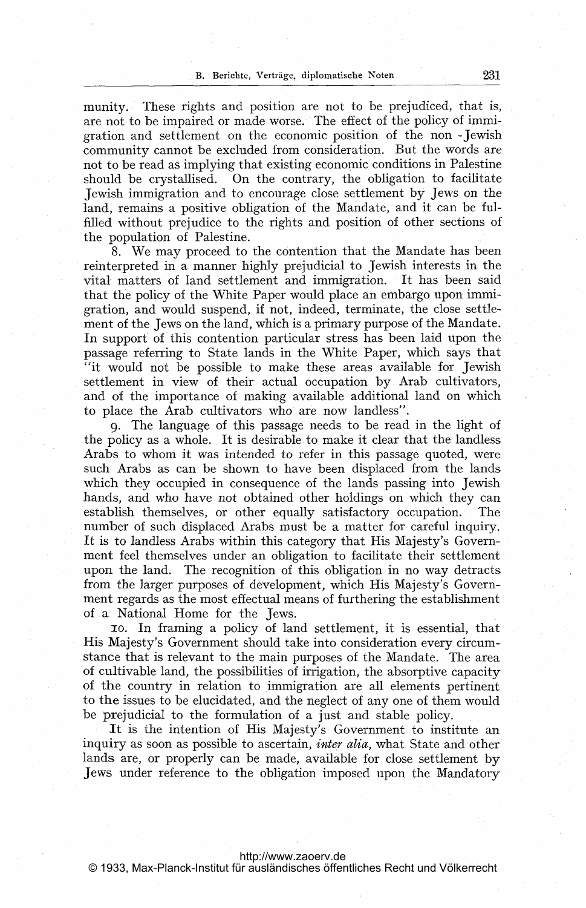munity. These rights and position are not to be prejudiced, that is, are not to be impaired or made worse. The effect of the policy of immigration and settlement on the economic position of the non-Jewish community cannot be excluded from consideration. But the words are not to be read as implying that existing economic conditions in Palestine should be crystallised. On the contrary, the obligation to facilitate Jewish immigration and to encourage close settlement by Jews on the land, remains a positive obligation of the Mandate, and it can be fulfilled without prejudice to the rights and position of other sections of the population of Palestine.

8. We may proceed to the contention that the Mandate has been reinterpreted in a manner highly prejudicial to Jewish interests in the vital matters of land settlement and immigration. It has been said that the policy of the White Paper would place an embargo upon immigration, and would suspend, if not, indeed, terminate, the close settlement of the Jews on the land, which is a primary purpose of the Mandate. In support of this contention particular stress has been laid upon the passage referring to State lands in the White Paper, which says that "it would not be possible to make these areas available for Jewish settlement in view of their actual occupation by Arab cultivators, and of the importance of making available additional land on which to place the Arab cultivators who are now landless".

9. The language of this passage needs to be read in the light of the policy as a whole. It is desirable to make it clear that the landless Arabs to whom it was intended to refer in this passage quoted, were such Arabs as can be shown to have been displaced from the lands which they occupied in consequence of the lands passing into Jewish hands, and who have not obtained other holdings on which they can establish themselves, or other equally satisfactory occupation. The number of such displaced Arabs must be a matter for careful inquiry. It is to landless Arabs within this category that His Majesty's Government feel themselves under an obligation to facilitate their settlement upon the land. The recognition of this obligation in no way detracts from the larger purposes of development, which His Majesty's Government regards as the most effectual means of furthering the establishment of a National Home for the Jews.

10. In framing a policy of land settlement, it is essential, that His Majesty's Government should take into consideration every circumstance that is relevant to the main purposes of the Mandate. The area of cultivable land, the possibilities of irrigation, the absorptive capacity of the country in relation to immigration are all elements pertinent to the issues to be elucidated, and the neglect of any one of them would be prejudicial to the formulation of a just and stable policy.

It is the intention of His Majesty's Government to institute an inquiry as soon as possible to ascertain, *inter alia*, what State and other lands are, or properly can be made, available for close settlement by Jews under reference to the obligation imposed upon the Mandatory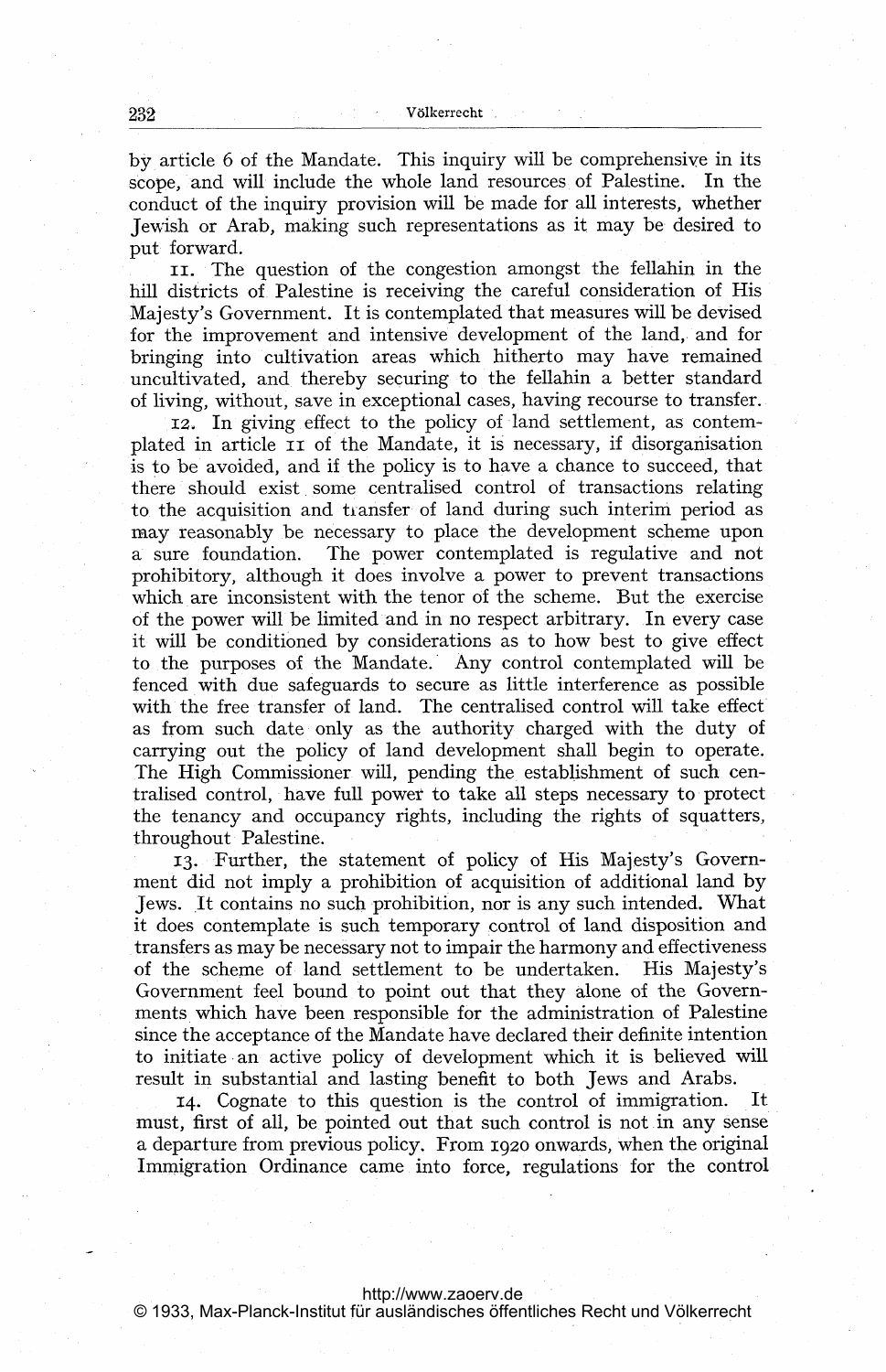by article 6 of the Mandate. This inquiry will be comprehensive in its scope, and will include the whole land resources of Palestine. In the conduct of the inquiry provision will be made for all interests, whether Jewish or Arab, making such representations as it may be desired to put forward.

11. The question of the congestion amongst the fellahin in the hill districts of Palestine is receiving the careful consideration of His Majesty's Government. It is contemplated that measures will be devised for the improvement and intensive development of the land, and for bringing into cultivation areas which hitherto may have remained uncultivated, and thereby securing to the fellahin a better standard of living, without, save in exceptional cases, having recourse to transfer.

12. In giving effect to the policy of land settlement, as contemplated in article 11 of the Mandate, it is necessary, if disorganisation is to be avoided, and if the policy is to have a chance to succeed, that there should exist some centralised control of transactions relating to the acquisition and transfer of land during such interim period as may reasonably be necessary to place the development scheme upon a sure foundation. The power contemplated is regulative and not prohibitory, although it does involve a power to prevent transactions which are inconsistent with the tenor of the scheme. But the exercise of the power will be limited and in no respect arbitrary. In every case it will be conditioned by considerations as to how best to give effect to the purposes of the Mandate. Any control contemplated will be fenced with due safeguards to secure as little interference as possible with the free transfer of land. The centralised control will take effect as from such date only as the authority charged with the duty of carrying out the policy of land development shall begin to operate. The High Commissioner will, pending the establishment of such centralised control, have full power to take all steps necessary to protect the tenancy and occupancy rights, including the rights of squatters, throughout Palestine.

13. Further, the statement of policy of His Majesty's Government did not imply a prohibition of acquisition of additional land by Jews. It contains no such prohibition, nor is any such intended. What it does contemplate is such temporary control of land disposition and transfers as may be necessary not to impair the harmony and effectiveness of the scheme of land settlement to be undertaken. His Majesty's Government feel bound to point out that they alone of the Governments which have been responsible for the administration of Palestine since the acceptance of the Mandate have declared their definite intention to initiate an active policy of development which it is believed will result in substantial and lasting benefit to both Jews and Arabs.

14. Cognate to this question is the control of immigration. It must, first of all, be pointed out that such control is not in any sense a departure from previous policy. From 1920 onwards, when the original Immigration Ordinance came into force, regulations for the control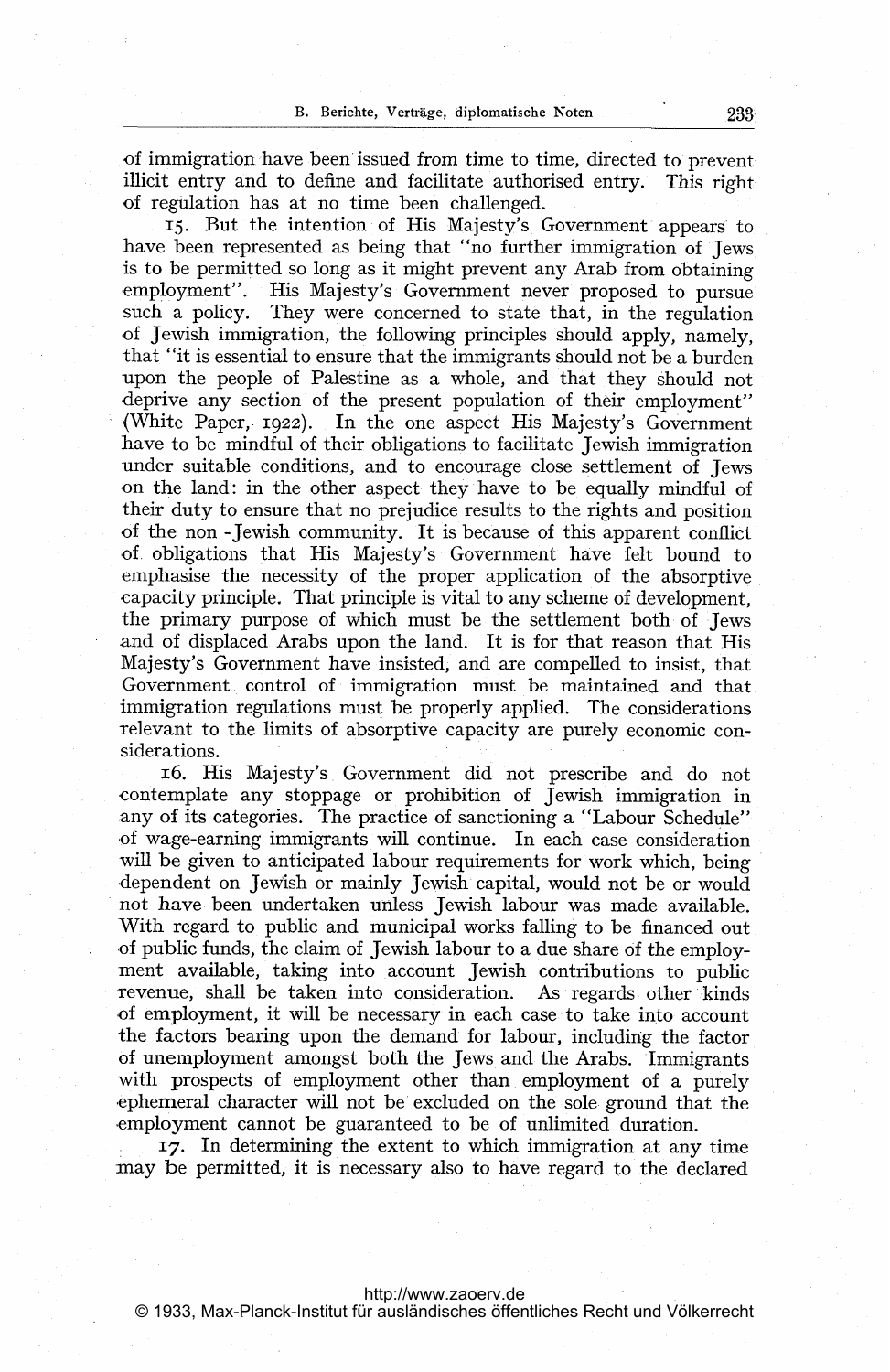of immigration have been issued from time to time, directed to prevent illicit entry and to define and facilitate authorised entry. This right of regulation has at no time been challenged.

15. But the intention of His Majesty's Government appears to have been represented as being that "no further immigration of Jews is to be permitted so long as it might prevent any Arab from obtaining employment". His Majesty's Government never proposed to pursue such a policy. They were concerned to state that, in the regulation of Jewish immigration, the following principles should apply, namely, that "it is essential to ensure that the immigrants should not be a burden upon the people of Palestine as a whole, and that they should not deprive any section of the present population of their employment" (White Paper, 1922). In the one aspect His Majesty's Government have to be mindful of their obligations to facilitate Jewish immigration under suitable conditions, and to encourage close settlement of Jews on the land: in the other aspect they have to be equally mindful of their duty to ensure that no prejudice results to the rights and position of the non-Jewish community. It is because of this apparent conflict of obligations that His Majesty's Government have felt bound to emphasise the necessity of the proper application of the absorptive capacity principle. That principle is vital to any scheme of development, the primary purpose of which must be the settlement both of Jews and of displaced Arabs upon the land. It is for that reason that His Majesty's Government have insisted, and are compelled to insist, that Government control of immigration must be maintained and that immigration regulations must be properly applied. The considerations relevant to the limits of absorptive capacity are purely economic considerations.

16. His Majesty's Government did not prescribe and do not contemplate any stoppage or prohibition of Jewish immigration in any of its categories. The practice of sanctioning a "Labour Schedule" of wage-earning immigrants will continue. In each case consideration will be given to anticipated labour requirements for work which, being dependent on Jewish or mainly Jewish capital, would not be or would not have been undertaken unless Jewish labour was made available. With regard to public and municipal works falling to be financed out of public funds, the claim of Jewish labour to a due share of the employment available, taking into account Jewish contributions to public revenue, shall be taken into consideration. As regards other kinds of employment, it will be necessary in each case to take into account the factors bearing upon the demand for labour, including the factor of unemployment amongst both the Jews and the Arabs. Immigrants with prospects of employment other than employment of a purely ephemeral character will not be excluded on the sole ground that the employment cannot be guaranteed to be of unlimited duration.

17. In determining the extent to which immigration at any time may be permitted, it is necessary also to have regard to the declared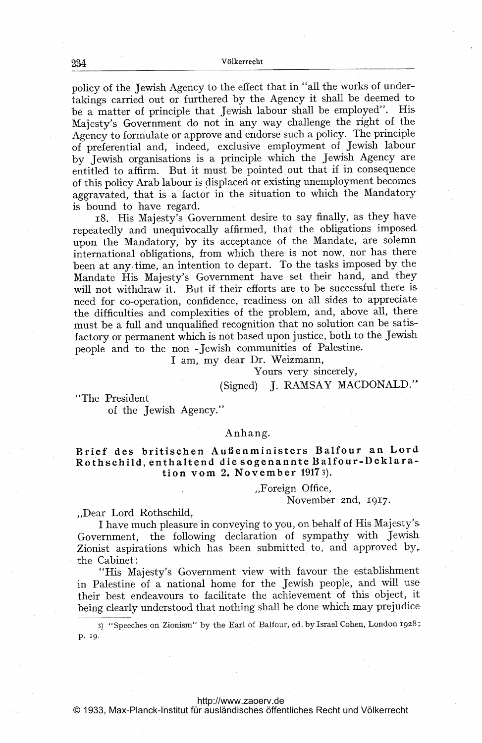policy of the Jewish Agency to the effect that in "all the works of undertakings carried out or furthered by the Agency it shall be deemed to be a matter of principle that Jewish labour shall be employed". His Majesty's Government do not in any way challenge the right of the Agency to formulate or approve and endorse such a policy. The principle of preferential and, indeed, exclusive employment of Jewish labour by Jewish organisations is a principle which the Jewish Agency are entitled to affirm. But it must be pointed out that if in consequence of this policy Arab labour is displaced or existing unemployment becomes aggravated, that is a factor in the situation to which the Mandatory is bound to have regard.

18. His Majesty's Government desire to say finally, as they have repeatedly and unequivocally affirmed, that the obligations imposed upon the Mandatory, by its acceptance of the Mandate, are solemn international obligations, from which there is not now, nor has there been at any time, an intention to depart. To the tasks imposed by the Mandate His Majesty's Government have set their hand, and they will not withdraw it. But if their efforts are to be successful there is need for co-operation, confidence, readiness on all sides to appreciate the difficulties and complexities of the problem, and, above all, there must be a full and unqualified recognition that no solution can be satisfactory or permanent which is not based upon justice, both to the Jewish people and to the non -Jewish communities of Palestine.

I am, my dear Dr. Weizmann,

Yours very sincerely,

(Signed) J. RAMSAY MACDONALD."

"The President
of the Jewish Agency."

## Anhang.

### Brief des britischen Außenministers Balfour an Lord Rothschild, enthaltend die sogenannte Balfour-Deklaration vom 2. November 1917[3]).

„Foreign Office,
November 2nd, 1917.

„Dear Lord Rothschild,

I have much pleasure in conveying to you, on behalf of His Majesty's Government, the following declaration of sympathy with Jewish Zionist aspirations which has been submitted to, and approved by, the Cabinet:

"His Majesty's Government view with favour the establishment in Palestine of a national home for the Jewish people, and will use their best endeavours to facilitate the achievement of this object, it being clearly understood that nothing shall be done which may prejudice

---

3) "Speeches on Zionism" by the Earl of Balfour, ed. by Israel Cohen, London 1928; p. 19.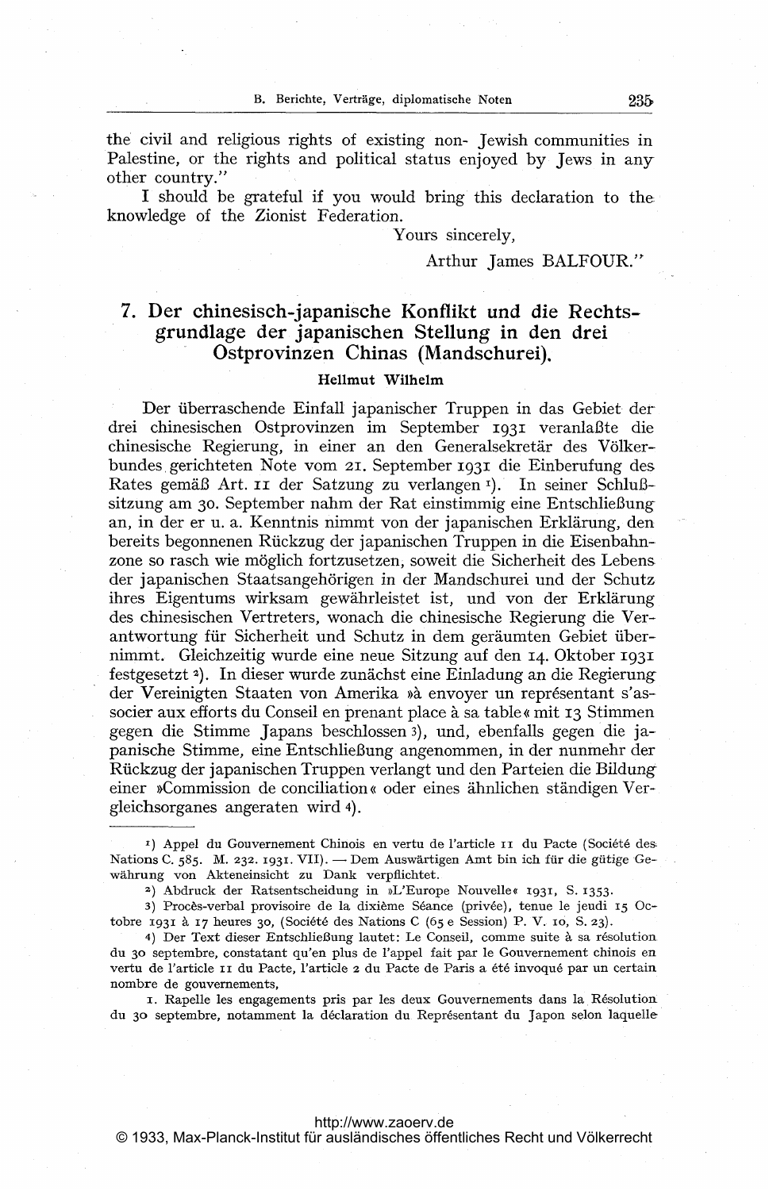the civil and religious rights of existing non- Jewish communities in Palestine, or the rights and political status enjoyed by Jews in any other country."

I should be grateful if you would bring this declaration to the knowledge of the Zionist Federation.

Yours sincerely,

Arthur James BALFOUR."

## 7. Der chinesisch-japanische Konflikt und die Rechtsgrundlage der japanischen Stellung in den drei Ostprovinzen Chinas (Mandschurei).

**Hellmut Wilhelm**

Der überraschende Einfall japanischer Truppen in das Gebiet der drei chinesischen Ostprovinzen im September 1931 veranlaßte die chinesische Regierung, in einer an den Generalsekretär des Völkerbundes gerichteten Note vom 21. September 1931 die Einberufung des Rates gemäß Art. 11 der Satzung zu verlangen [1]). In seiner Schlußsitzung am 30. September nahm der Rat einstimmig eine Entschließung an, in der er u. a. Kenntnis nimmt von der japanischen Erklärung, den bereits begonnenen Rückzug der japanischen Truppen in die Eisenbahnzone so rasch wie möglich fortzusetzen, soweit die Sicherheit des Lebens der japanischen Staatsangehörigen in der Mandschurei und der Schutz ihres Eigentums wirksam gewährleistet ist, und von der Erklärung des chinesischen Vertreters, wonach die chinesische Regierung die Verantwortung für Sicherheit und Schutz in dem geräumten Gebiet übernimmt. Gleichzeitig wurde eine neue Sitzung auf den 14. Oktober 1931 festgesetzt [2]). In dieser wurde zunächst eine Einladung an die Regierung der Vereinigten Staaten von Amerika »à envoyer un représentant s'associer aux efforts du Conseil en prenant place à sa table« mit 13 Stimmen gegen die Stimme Japans beschlossen [3]), und, ebenfalls gegen die japanische Stimme, eine Entschließung angenommen, in der nunmehr der Rückzug der japanischen Truppen verlangt und den Parteien die Bildung einer »Commission de conciliation« oder eines ähnlichen ständigen Vergleichsorganes angeraten wird [4]).

---

[1]) Appel du Gouvernement Chinois en vertu de l'article 11 du Pacte (Société des Nations C. 585. M. 232. 1931. VII). — Dem Auswärtigen Amt bin ich für die gütige Gewährung von Akteneinsicht zu Dank verpflichtet.

[2]) Abdruck der Ratsentscheidung in »L'Europe Nouvelle« 1931, S. 1353.

[3]) Procès-verbal provisoire de la dixième Séance (privée), tenue le jeudi 15 Octobre 1931 à 17 heures 30, (Société des Nations C (65 e Session) P. V. 10, S. 23).

[4]) Der Text dieser Entschließung lautet: Le Conseil, comme suite à sa résolution du 30 septembre, constatant qu'en plus de l'appel fait par le Gouvernement chinois en vertu de l'article 11 du Pacte, l'article 2 du Pacte de Paris a été invoqué par un certain nombre de gouvernements,

1. Rapelle les engagements pris par les deux Gouvernements dans la Résolution du 30 septembre, notamment la déclaration du Représentant du Japon selon laquelle